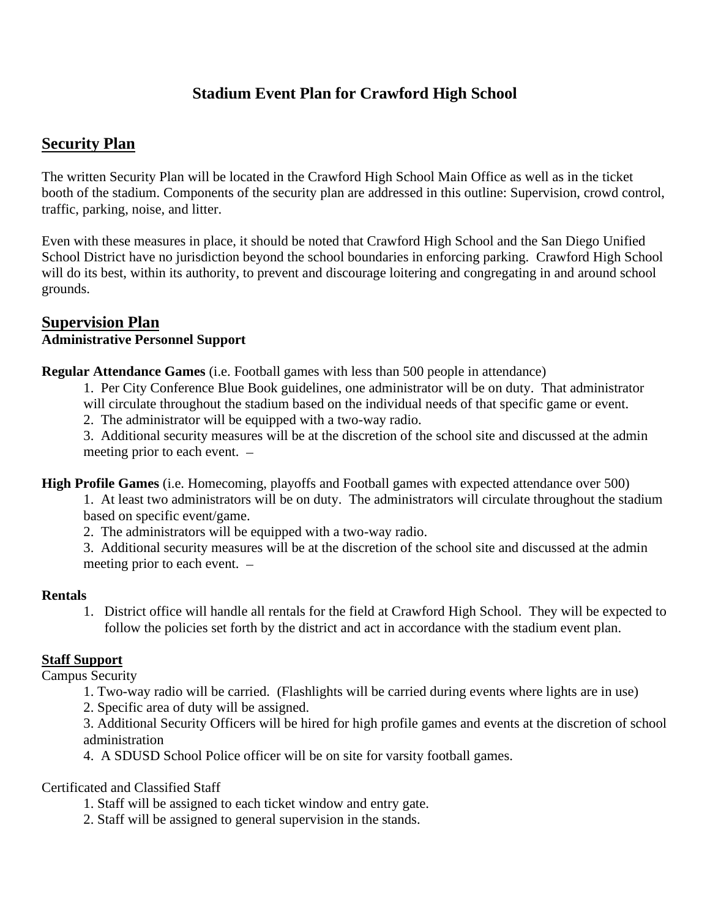# Stadium Event Plan for Crawford High School

## Security Plan

The written Security Plan will be located in the Crawford High School Main Office as well as in the ticket booth of the stadium. Components of the security plan are addressed in this outline: Supervision, crowd control, traffic, parking, noise, and litter.

Even with these measures in place, it should be noted that Crawford High School and the San Diego Unified School District have no jurisdiction beyond the school boundaries in enforcing parking. Crawford High School will do its best, within its authority, to prevent and discourage loitering and congregating in and around school grounds.

## Supervision Plan

**Administrative Personnel Support**

**Regular Attendance Games** (i.e. Football games with less than 500 people in attendance)

1. Per City Conference Blue Book guidelines, one administrator will be on duty. That administrator will circulate throughout the stadium based on the individual needs of that specific game or event.
2. The administrator will be equipped with a two-way radio.
3. Additional security measures will be at the discretion of the school site and discussed at the admin meeting prior to each event. –

**High Profile Games** (i.e. Homecoming, playoffs and Football games with expected attendance over 500)

1. At least two administrators will be on duty. The administrators will circulate throughout the stadium based on specific event/game.
2. The administrators will be equipped with a two-way radio.
3. Additional security measures will be at the discretion of the school site and discussed at the admin meeting prior to each event. –

**Rentals**

1. District office will handle all rentals for the field at Crawford High School. They will be expected to follow the policies set forth by the district and act in accordance with the stadium event plan.

### Staff Support

Campus Security

1. Two-way radio will be carried. (Flashlights will be carried during events where lights are in use)
2. Specific area of duty will be assigned.
3. Additional Security Officers will be hired for high profile games and events at the discretion of school administration
4. A SDUSD School Police officer will be on site for varsity football games.

Certificated and Classified Staff

1. Staff will be assigned to each ticket window and entry gate.
2. Staff will be assigned to general supervision in the stands.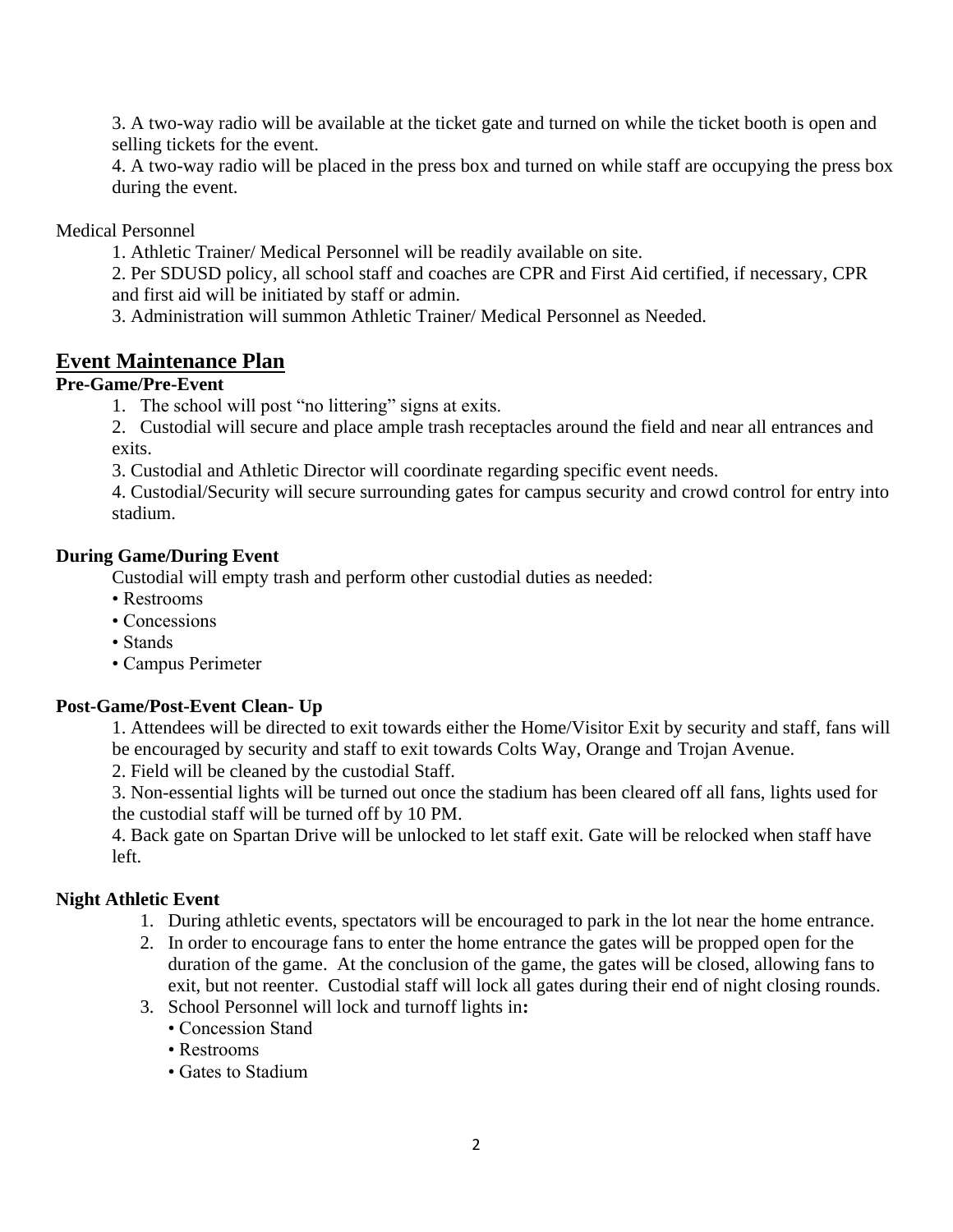3. A two-way radio will be available at the ticket gate and turned on while the ticket booth is open and selling tickets for the event.

4. A two-way radio will be placed in the press box and turned on while staff are occupying the press box during the event.

Medical Personnel

1. Athletic Trainer/ Medical Personnel will be readily available on site.

2. Per SDUSD policy, all school staff and coaches are CPR and First Aid certified, if necessary, CPR and first aid will be initiated by staff or admin.

3. Administration will summon Athletic Trainer/ Medical Personnel as Needed.

## Event Maintenance Plan

### Pre-Game/Pre-Event

1. The school will post "no littering" signs at exits.
2. Custodial will secure and place ample trash receptacles around the field and near all entrances and exits.
3. Custodial and Athletic Director will coordinate regarding specific event needs.
4. Custodial/Security will secure surrounding gates for campus security and crowd control for entry into stadium.

### During Game/During Event

Custodial will empty trash and perform other custodial duties as needed:

- Restrooms
- Concessions
- Stands
- Campus Perimeter

### Post-Game/Post-Event Clean- Up

1. Attendees will be directed to exit towards either the Home/Visitor Exit by security and staff, fans will be encouraged by security and staff to exit towards Colts Way, Orange and Trojan Avenue.
2. Field will be cleaned by the custodial Staff.
3. Non-essential lights will be turned out once the stadium has been cleared off all fans, lights used for the custodial staff will be turned off by 10 PM.
4. Back gate on Spartan Drive will be unlocked to let staff exit. Gate will be relocked when staff have left.

### Night Athletic Event

1. During athletic events, spectators will be encouraged to park in the lot near the home entrance.
2. In order to encourage fans to enter the home entrance the gates will be propped open for the duration of the game. At the conclusion of the game, the gates will be closed, allowing fans to exit, but not reenter. Custodial staff will lock all gates during their end of night closing rounds.
3. School Personnel will lock and turnoff lights in**:**
   - Concession Stand
   - Restrooms
   - Gates to Stadium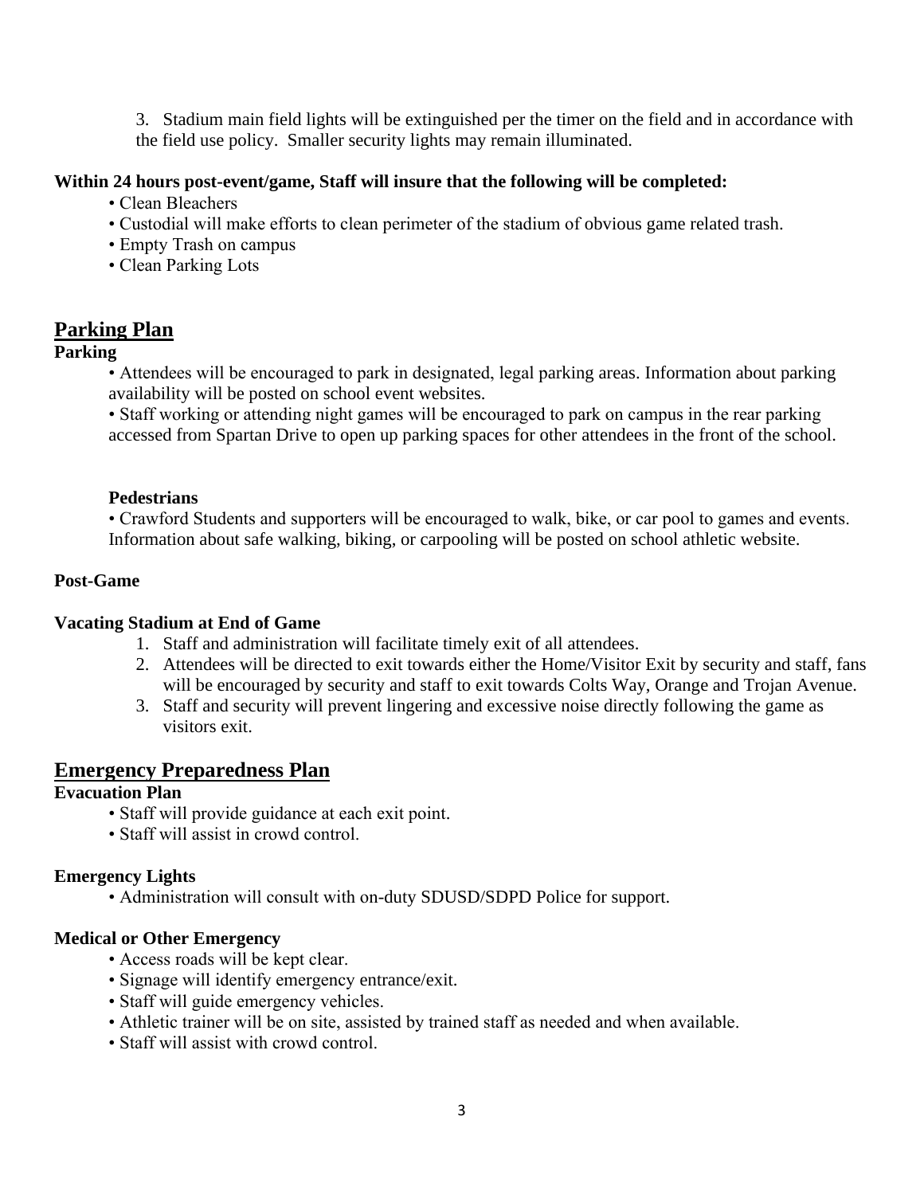3. Stadium main field lights will be extinguished per the timer on the field and in accordance with the field use policy. Smaller security lights may remain illuminated.

**Within 24 hours post-event/game, Staff will insure that the following will be completed:**

- Clean Bleachers
- Custodial will make efforts to clean perimeter of the stadium of obvious game related trash.
- Empty Trash on campus
- Clean Parking Lots

## Parking Plan

**Parking**

- Attendees will be encouraged to park in designated, legal parking areas. Information about parking availability will be posted on school event websites.
- Staff working or attending night games will be encouraged to park on campus in the rear parking accessed from Spartan Drive to open up parking spaces for other attendees in the front of the school.

**Pedestrians**

- Crawford Students and supporters will be encouraged to walk, bike, or car pool to games and events. Information about safe walking, biking, or carpooling will be posted on school athletic website.

**Post-Game**

**Vacating Stadium at End of Game**

1. Staff and administration will facilitate timely exit of all attendees.
2. Attendees will be directed to exit towards either the Home/Visitor Exit by security and staff, fans will be encouraged by security and staff to exit towards Colts Way, Orange and Trojan Avenue.
3. Staff and security will prevent lingering and excessive noise directly following the game as visitors exit.

## Emergency Preparedness Plan

**Evacuation Plan**

- Staff will provide guidance at each exit point.
- Staff will assist in crowd control.

**Emergency Lights**

- Administration will consult with on-duty SDUSD/SDPD Police for support.

**Medical or Other Emergency**

- Access roads will be kept clear.
- Signage will identify emergency entrance/exit.
- Staff will guide emergency vehicles.
- Athletic trainer will be on site, assisted by trained staff as needed and when available.
- Staff will assist with crowd control.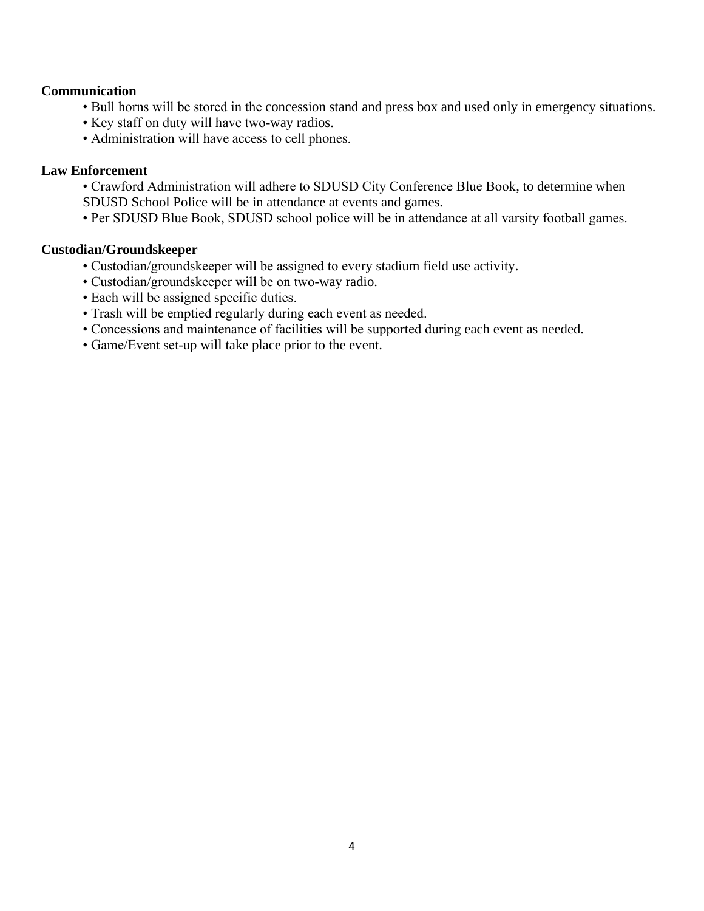**Communication**

- Bull horns will be stored in the concession stand and press box and used only in emergency situations.
- Key staff on duty will have two-way radios.
- Administration will have access to cell phones.

**Law Enforcement**

- Crawford Administration will adhere to SDUSD City Conference Blue Book, to determine when SDUSD School Police will be in attendance at events and games.
- Per SDUSD Blue Book, SDUSD school police will be in attendance at all varsity football games.

**Custodian/Groundskeeper**

- Custodian/groundskeeper will be assigned to every stadium field use activity.
- Custodian/groundskeeper will be on two-way radio.
- Each will be assigned specific duties.
- Trash will be emptied regularly during each event as needed.
- Concessions and maintenance of facilities will be supported during each event as needed.
- Game/Event set-up will take place prior to the event.